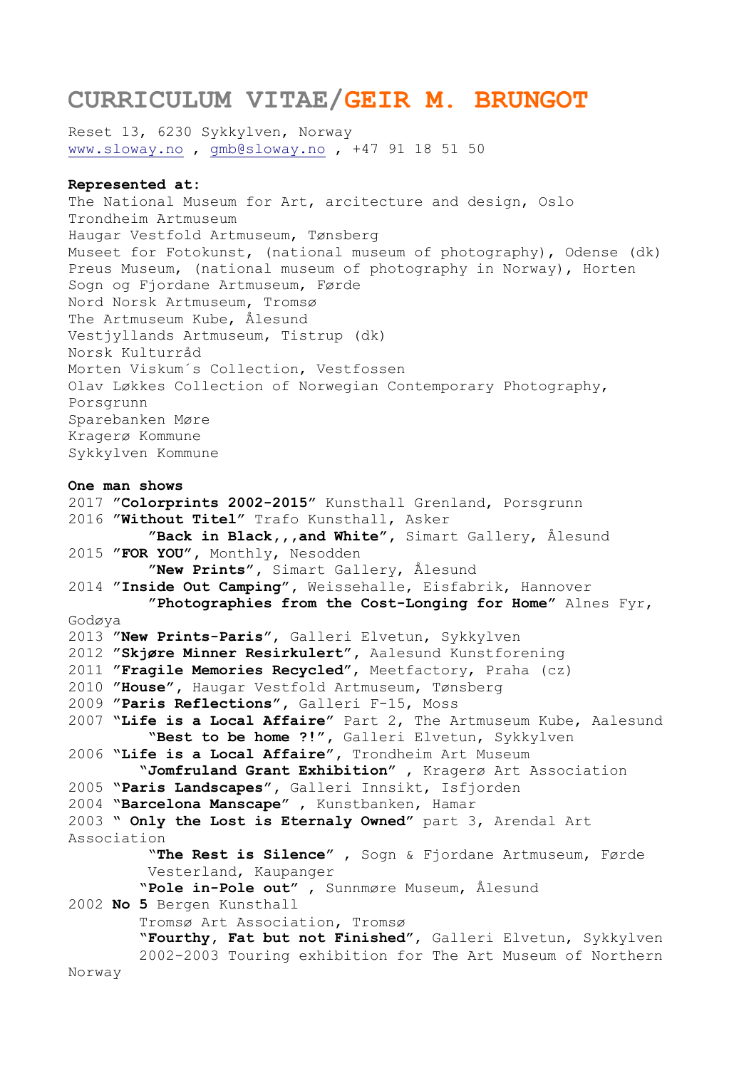# CURRICULUM VITAE/GEIR M. BRUNGOT

Reset 13, 6230 Sykkylven, Norway
www.sloway.no , gmb@sloway.no , +47 91 18 51 50

**Represented at:**
The National Museum for Art, arcitecture and design, Oslo
Trondheim Artmuseum
Haugar Vestfold Artmuseum, Tønsberg
Museet for Fotokunst, (national museum of photography), Odense (dk)
Preus Museum, (national museum of photography in Norway), Horten
Sogn og Fjordane Artmuseum, Førde
Nord Norsk Artmuseum, Tromsø
The Artmuseum Kube, Ålesund
Vestjyllands Artmuseum, Tistrup (dk)
Norsk Kulturråd
Morten Viskum´s Collection, Vestfossen
Olav Løkkes Collection of Norwegian Contemporary Photography, Porsgrunn
Sparebanken Møre
Kragerø Kommune
Sykkylven Kommune

**One man shows**

2017 ”**Colorprints 2002-2015**” Kunsthall Grenland, Porsgrunn
2016 ”**Without Titel**” Trafo Kunsthall, Asker
”**Back in Black,,,and White**”, Simart Gallery, Ålesund
2015 ”**FOR YOU**”, Monthly, Nesodden
”**New Prints**”, Simart Gallery, Ålesund
2014 ”**Inside Out Camping**”, Weissehalle, Eisfabrik, Hannover
”**Photographies from the Cost-Longing for Home**” Alnes Fyr, Godøya
2013 ”**New Prints-Paris**”, Galleri Elvetun, Sykkylven
2012 ”**Skjøre Minner Resirkulert**”, Aalesund Kunstforening
2011 ”**Fragile Memories Recycled**”, Meetfactory, Praha (cz)
2010 ”**House**”, Haugar Vestfold Artmuseum, Tønsberg
2009 ”**Paris Reflections**”, Galleri F-15, Moss
2007 “**Life is a Local Affaire**” Part 2, The Artmuseum Kube, Aalesund
“**Best to be home ?!**”, Galleri Elvetun, Sykkylven
2006 “**Life is a Local Affaire**”, Trondheim Art Museum
“**Jomfruland Grant Exhibition**” , Kragerø Art Association
2005 “**Paris Landscapes**”, Galleri Innsikt, Isfjorden
2004 “**Barcelona Manscape**” , Kunstbanken, Hamar
2003 “ **Only the Lost is Eternaly Owned**” part 3, Arendal Art Association
“**The Rest is Silence**” , Sogn & Fjordane Artmuseum, Førde
Vesterland, Kaupanger
“**Pole in-Pole out**” , Sunnmøre Museum, Ålesund
2002 **No 5** Bergen Kunsthall
Tromsø Art Association, Tromsø
“**Fourthy, Fat but not Finished**”, Galleri Elvetun, Sykkylven
2002-2003 Touring exhibition for The Art Museum of Northern Norway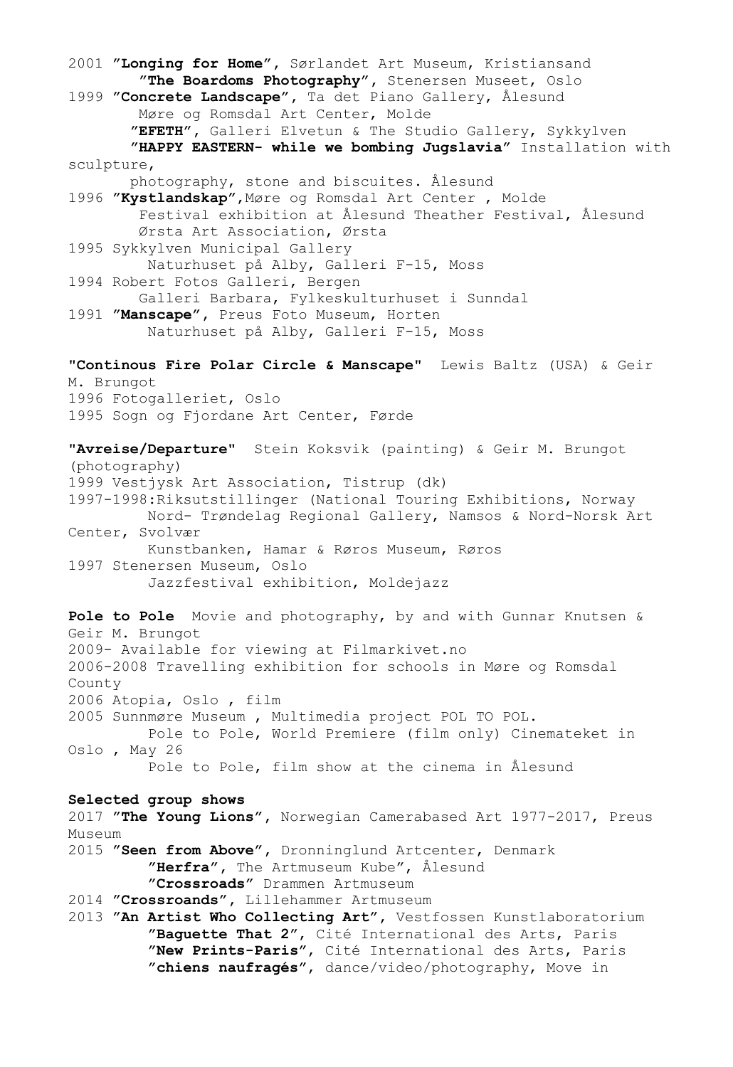2001 ”**Longing for Home**”, Sørlandet Art Museum, Kristiansand
”**The Boardoms Photography**”, Stenersen Museet, Oslo
1999 ”**Concrete Landscape**”, Ta det Piano Gallery, Ålesund
Møre og Romsdal Art Center, Molde
”**EFETH**”, Galleri Elvetun & The Studio Gallery, Sykkylven
”**HAPPY EASTERN- while we bombing Jugslavia**” Installation with sculpture,
photography, stone and biscuites. Ålesund
1996 ”**Kystlandskap**”,Møre og Romsdal Art Center , Molde
Festival exhibition at Ålesund Theather Festival, Ålesund
Ørsta Art Association, Ørsta
1995 Sykkylven Municipal Gallery
Naturhuset på Alby, Galleri F-15, Moss
1994 Robert Fotos Galleri, Bergen
Galleri Barbara, Fylkeskulturhuset i Sunndal
1991 ”**Manscape**”, Preus Foto Museum, Horten
Naturhuset på Alby, Galleri F-15, Moss

**"Continous Fire Polar Circle & Manscape"** Lewis Baltz (USA) & Geir M. Brungot
1996 Fotogalleriet, Oslo
1995 Sogn og Fjordane Art Center, Førde

**"Avreise/Departure"** Stein Koksvik (painting) & Geir M. Brungot (photography)
1999 Vestjysk Art Association, Tistrup (dk)
1997-1998:Riksutstillinger (National Touring Exhibitions, Norway
Nord- Trøndelag Regional Gallery, Namsos & Nord-Norsk Art Center, Svolvær
Kunstbanken, Hamar & Røros Museum, Røros
1997 Stenersen Museum, Oslo
Jazzfestival exhibition, Moldejazz

**Pole to Pole** Movie and photography, by and with Gunnar Knutsen & Geir M. Brungot
2009- Available for viewing at Filmarkivet.no
2006-2008 Travelling exhibition for schools in Møre og Romsdal County
2006 Atopia, Oslo , film
2005 Sunnmøre Museum , Multimedia project POL TO POL.
Pole to Pole, World Premiere (film only) Cinemateket in Oslo , May 26
Pole to Pole, film show at the cinema in Ålesund

**Selected group shows**
2017 ”**The Young Lions**”, Norwegian Camerabased Art 1977-2017, Preus Museum
2015 ”**Seen from Above**”, Dronninglund Artcenter, Denmark
”**Herfra**”, The Artmuseum Kube”, Ålesund
”**Crossroads**” Drammen Artmuseum
2014 ”**Crossroands**”, Lillehammer Artmuseum
2013 ”**An Artist Who Collecting Art**”, Vestfossen Kunstlaboratorium
”**Baguette That 2**”, Cité International des Arts, Paris
”**New Prints-Paris**”, Cité International des Arts, Paris
”**chiens naufragés**”, dance/video/photography, Move in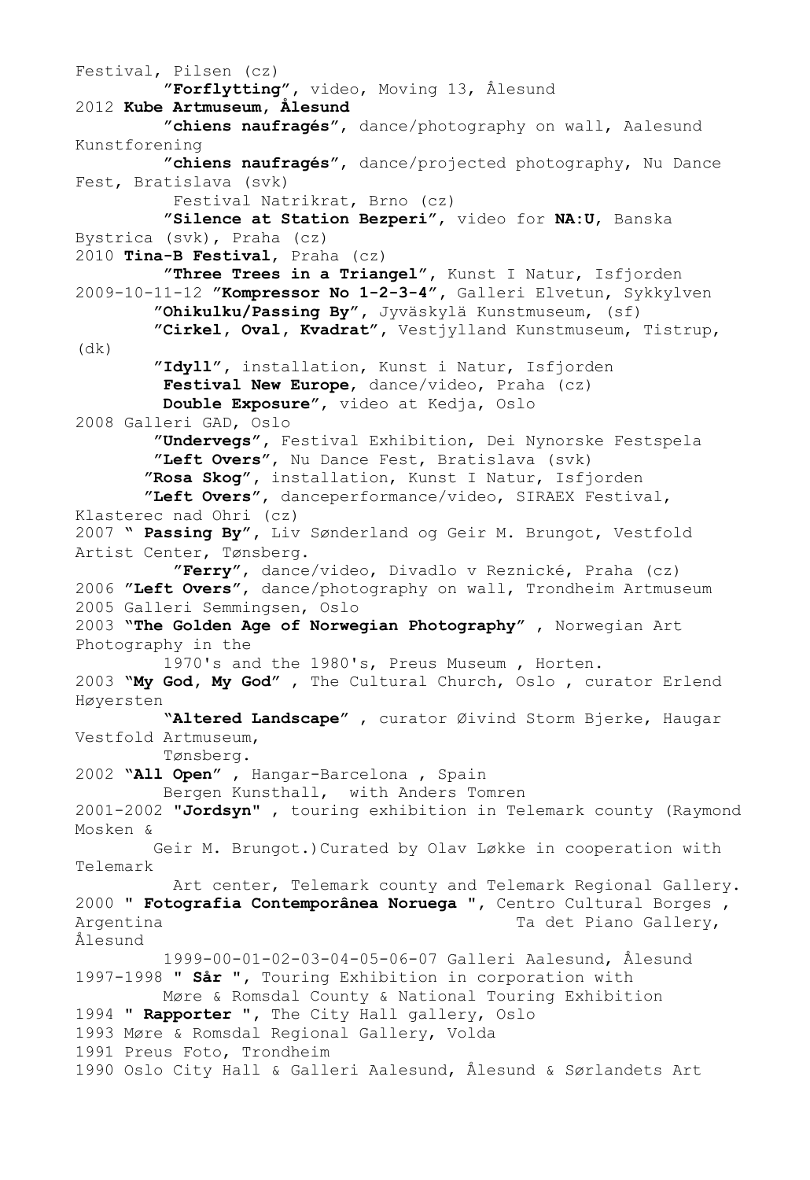Festival, Pilsen (cz)
 ”**Forflytting**”, video, Moving 13, Ålesund
2012 **Kube Artmuseum**, **Ålesund**
 ”**chiens naufragés**”, dance/photography on wall, Aalesund Kunstforening
 ”**chiens naufragés**”, dance/projected photography, Nu Dance Fest, Bratislava (svk)
 Festival Natrikrat, Brno (cz)
 ”**Silence at Station Bezperi**”, video for **NA:U**, Banska Bystrica (svk), Praha (cz)
2010 **Tina-B Festival**, Praha (cz)
 ”**Three Trees in a Triangel**”, Kunst I Natur, Isfjorden
2009-10-11-12 ”**Kompressor No 1-2-3-4**”, Galleri Elvetun, Sykkylven
 ”**Ohikulku/Passing By**”, Jyväskylä Kunstmuseum, (sf)
 ”**Cirkel**, **Oval**, **Kvadrat**”, Vestjylland Kunstmuseum, Tistrup, (dk)
 ”**Idyll**”, installation, Kunst i Natur, Isfjorden
 **Festival New Europe**, dance/video, Praha (cz)
 **Double Exposure**”, video at Kedja, Oslo
2008 Galleri GAD, Oslo
 ”**Undervegs**”, Festival Exhibition, Dei Nynorske Festspela
 ”**Left Overs**”, Nu Dance Fest, Bratislava (svk)
 ”**Rosa Skog**”, installation, Kunst I Natur, Isfjorden
 ”**Left Overs**”, danceperformance/video, SIRAEX Festival, Klasterec nad Ohri (cz)
2007 “ **Passing By**”, Liv Sønderland og Geir M. Brungot, Vestfold Artist Center, Tønsberg.
 ”**Ferry**”, dance/video, Divadlo v Reznické, Praha (cz)
2006 ”**Left Overs**”, dance/photography on wall, Trondheim Artmuseum
2005 Galleri Semmingsen, Oslo
2003 “**The Golden Age of Norwegian Photography**” , Norwegian Art Photography in the
 1970's and the 1980's, Preus Museum , Horten.
2003 “**My God**, **My God**” , The Cultural Church, Oslo , curator Erlend Høyersten
 “**Altered Landscape**” , curator Øivind Storm Bjerke, Haugar Vestfold Artmuseum,
 Tønsberg.
2002 “**All Open**” , Hangar-Barcelona , Spain
 Bergen Kunsthall, with Anders Tomren
2001-2002 "**Jordsyn**" , touring exhibition in Telemark county (Raymond Mosken &
 Geir M. Brungot.)Curated by Olav Løkke in cooperation with Telemark
 Art center, Telemark county and Telemark Regional Gallery.
2000 " **Fotografia Contemporânea Noruega** ", Centro Cultural Borges , Argentina
 Ta det Piano Gallery, Ålesund
 1999-00-01-02-03-04-05-06-07 Galleri Aalesund, Ålesund
1997-1998 " **Sår** ", Touring Exhibition in corporation with
 Møre & Romsdal County & National Touring Exhibition
1994 " **Rapporter** ", The City Hall gallery, Oslo
1993 Møre & Romsdal Regional Gallery, Volda
1991 Preus Foto, Trondheim
1990 Oslo City Hall & Galleri Aalesund, Ålesund & Sørlandets Art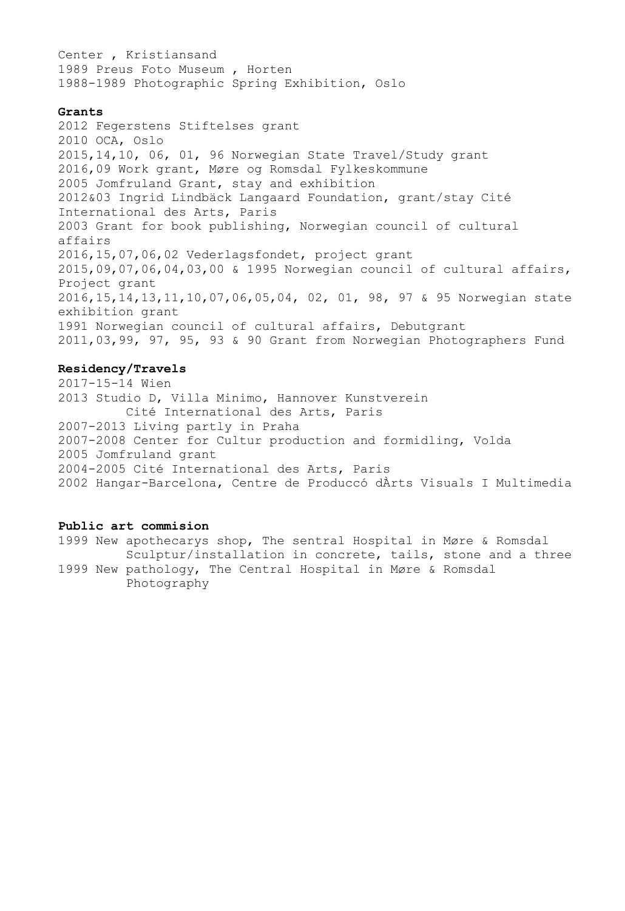Center , Kristiansand
1989 Preus Foto Museum , Horten
1988-1989 Photographic Spring Exhibition, Oslo

**Grants**

2012 Fegerstens Stiftelses grant
2010 OCA, Oslo
2015,14,10, 06, 01, 96 Norwegian State Travel/Study grant
2016,09 Work grant, Møre og Romsdal Fylkeskommune
2005 Jomfruland Grant, stay and exhibition
2012&03 Ingrid Lindbäck Langaard Foundation, grant/stay Cité International des Arts, Paris
2003 Grant for book publishing, Norwegian council of cultural affairs
2016,15,07,06,02 Vederlagsfondet, project grant
2015,09,07,06,04,03,00 & 1995 Norwegian council of cultural affairs, Project grant
2016,15,14,13,11,10,07,06,05,04, 02, 01, 98, 97 & 95 Norwegian state exhibition grant
1991 Norwegian council of cultural affairs, Debutgrant
2011,03,99, 97, 95, 93 & 90 Grant from Norwegian Photographers Fund

**Residency/Travels**

2017-15-14 Wien
2013 Studio D, Villa Minimo, Hannover Kunstverein
Cité International des Arts, Paris
2007-2013 Living partly in Praha
2007-2008 Center for Cultur production and formidling, Volda
2005 Jomfruland grant
2004-2005 Cité International des Arts, Paris
2002 Hangar-Barcelona, Centre de Produccó dÀrts Visuals I Multimedia

**Public art commision**

1999 New apothecarys shop, The sentral Hospital in Møre & Romsdal
Sculptur/installation in concrete, tails, stone and a three
1999 New pathology, The Central Hospital in Møre & Romsdal
Photography